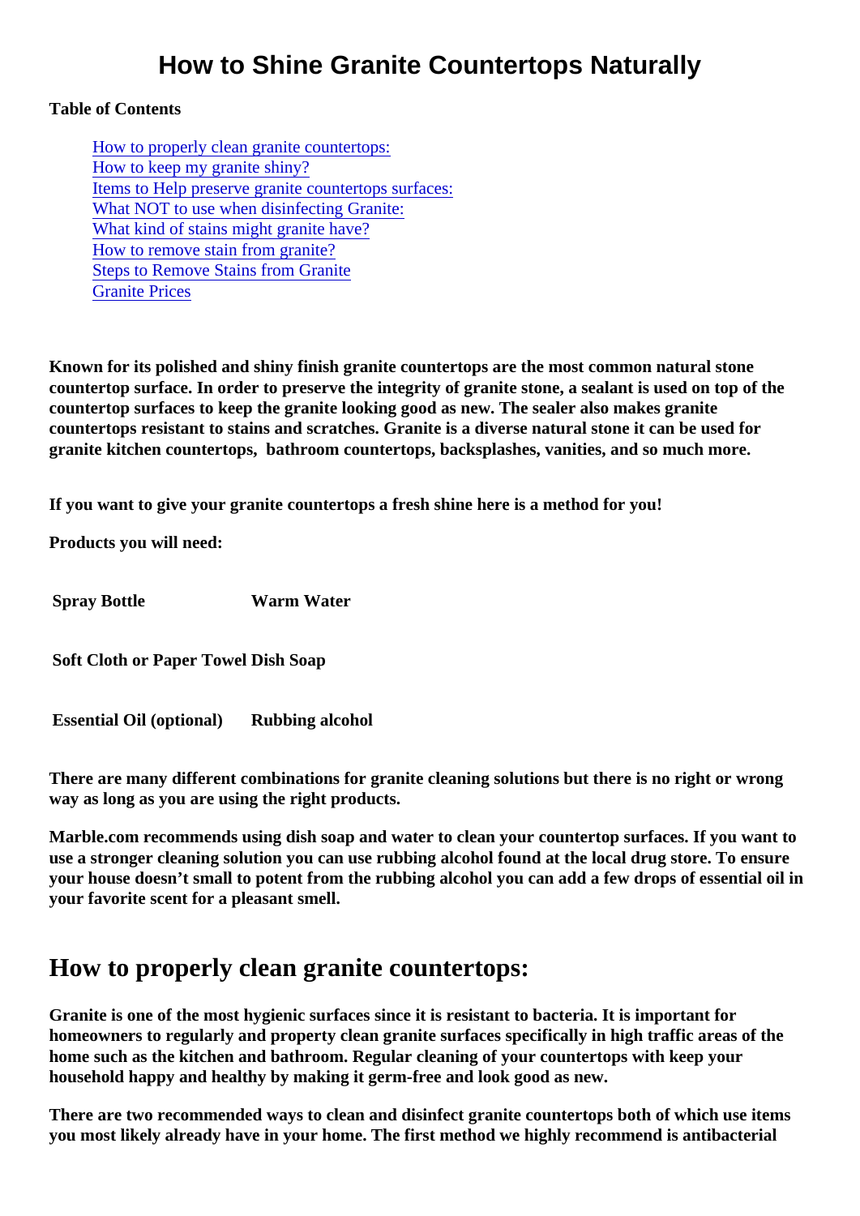# How to Shine Granite Countertops Naturally

**Table of Contents**

- [How to properly clean granite countertops:](#)
- [How to keep my granite shiny?](#)
- [Items to Help preserve granite countertops surfaces:](#)
- [What NOT to use when disinfecting Granite:](#)
- [What kind of stains might granite have?](#)
- [How to remove stain from granite?](#)
- [Steps to Remove Stains from Granite](#)
- [Granite Prices](#)

**Known for its polished and shiny finish granite countertops are the most common natural stone countertop surface. In order to preserve the integrity of granite stone, a sealant is used on top of the countertop surfaces to keep the granite looking good as new. The sealer also makes granite countertops resistant to stains and scratches. Granite is a diverse natural stone it can be used for granite kitchen countertops, bathroom countertops, backsplashes, vanities, and so much more.**

**If you want to give your granite countertops a fresh shine here is a method for you!**

**Products you will need:**

| | |
|---|---|
| **Spray Bottle** | **Warm Water** |
| **Soft Cloth or Paper Towel** | **Dish Soap** |
| **Essential Oil (optional)** | **Rubbing alcohol** |

**There are many different combinations for granite cleaning solutions but there is no right or wrong way as long as you are using the right products.**

**Marble.com recommends using dish soap and water to clean your countertop surfaces. If you want to use a stronger cleaning solution you can use rubbing alcohol found at the local drug store. To ensure your house doesn't small to potent from the rubbing alcohol you can add a few drops of essential oil in your favorite scent for a pleasant smell.**

## How to properly clean granite countertops:

**Granite is one of the most hygienic surfaces since it is resistant to bacteria. It is important for homeowners to regularly and property clean granite surfaces specifically in high traffic areas of the home such as the kitchen and bathroom. Regular cleaning of your countertops with keep your household happy and healthy by making it germ-free and look good as new.**

**There are two recommended ways to clean and disinfect granite countertops both of which use items you most likely already have in your home. The first method we highly recommend is antibacterial**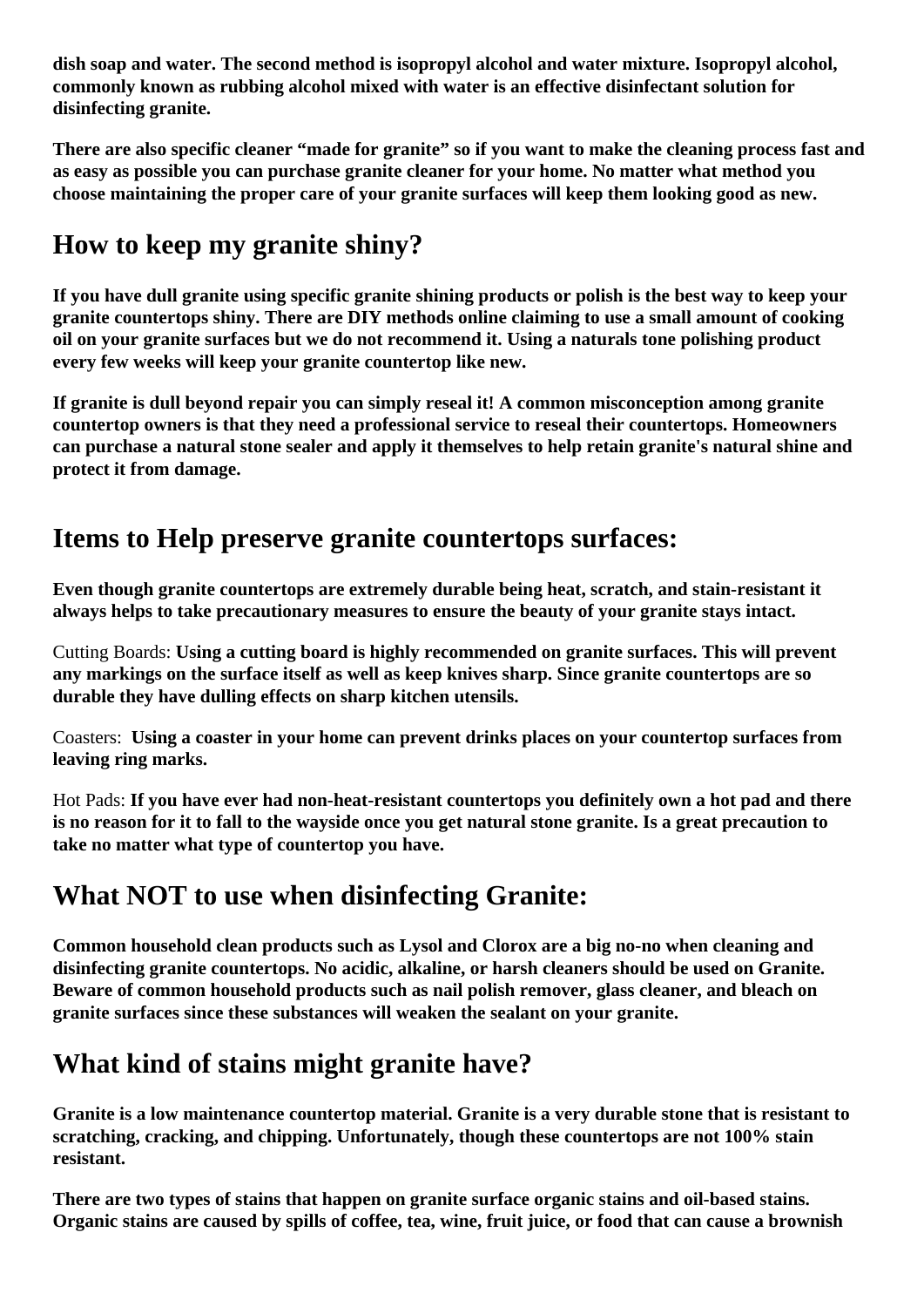**dish soap and water. The second method is isopropyl alcohol and water mixture. Isopropyl alcohol, commonly known as rubbing alcohol mixed with water is an effective disinfectant solution for disinfecting granite.**

**There are also specific cleaner "made for granite" so if you want to make the cleaning process fast and as easy as possible you can purchase granite cleaner for your home. No matter what method you choose maintaining the proper care of your granite surfaces will keep them looking good as new.**

## How to keep my granite shiny?

**If you have dull granite using specific granite shining products or polish is the best way to keep your granite countertops shiny. There are DIY methods online claiming to use a small amount of cooking oil on your granite surfaces but we do not recommend it. Using a naturals tone polishing product every few weeks will keep your granite countertop like new.**

**If granite is dull beyond repair you can simply reseal it! A common misconception among granite countertop owners is that they need a professional service to reseal their countertops. Homeowners can purchase a natural stone sealer and apply it themselves to help retain granite's natural shine and protect it from damage.**

## Items to Help preserve granite countertops surfaces:

**Even though granite countertops are extremely durable being heat, scratch, and stain-resistant it always helps to take precautionary measures to ensure the beauty of your granite stays intact.**

Cutting Boards: **Using a cutting board is highly recommended on granite surfaces. This will prevent any markings on the surface itself as well as keep knives sharp. Since granite countertops are so durable they have dulling effects on sharp kitchen utensils.**

Coasters: **Using a coaster in your home can prevent drinks places on your countertop surfaces from leaving ring marks.**

Hot Pads: **If you have ever had non-heat-resistant countertops you definitely own a hot pad and there is no reason for it to fall to the wayside once you get natural stone granite. Is a great precaution to take no matter what type of countertop you have.**

## What NOT to use when disinfecting Granite:

**Common household clean products such as Lysol and Clorox are a big no-no when cleaning and disinfecting granite countertops. No acidic, alkaline, or harsh cleaners should be used on Granite. Beware of common household products such as nail polish remover, glass cleaner, and bleach on granite surfaces since these substances will weaken the sealant on your granite.**

## What kind of stains might granite have?

**Granite is a low maintenance countertop material. Granite is a very durable stone that is resistant to scratching, cracking, and chipping. Unfortunately, though these countertops are not 100% stain resistant.**

**There are two types of stains that happen on granite surface organic stains and oil-based stains. Organic stains are caused by spills of coffee, tea, wine, fruit juice, or food that can cause a brownish**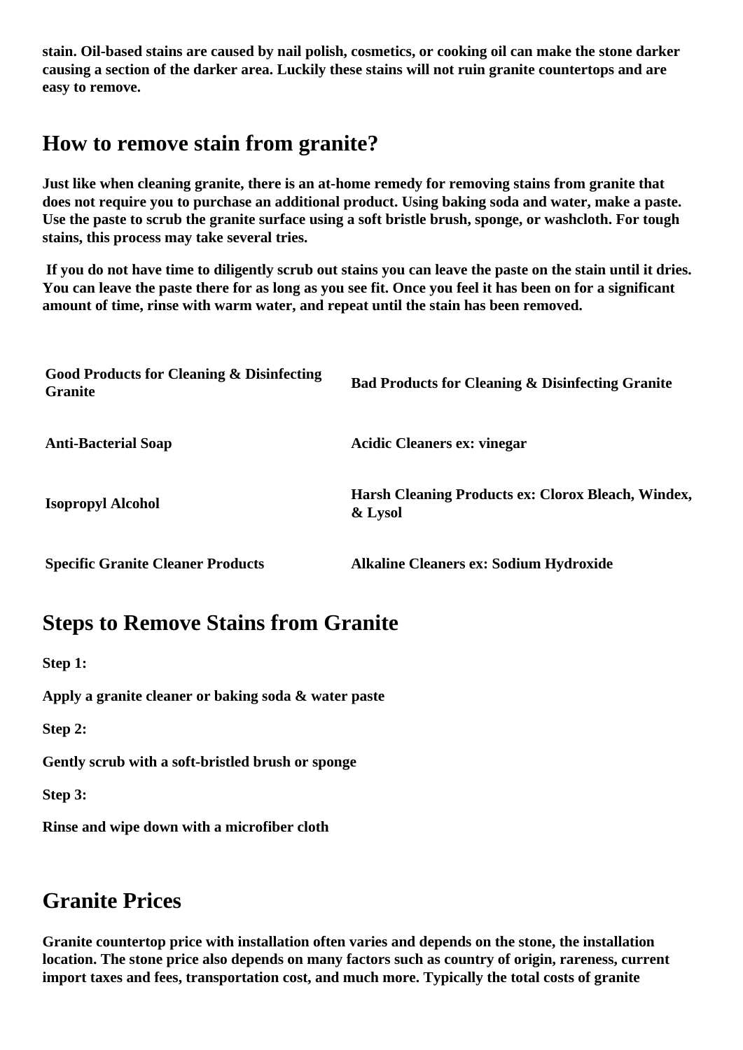**stain. Oil-based stains are caused by nail polish, cosmetics, or cooking oil can make the stone darker causing a section of the darker area. Luckily these stains will not ruin granite countertops and are easy to remove.**

## How to remove stain from granite?

**Just like when cleaning granite, there is an at-home remedy for removing stains from granite that does not require you to purchase an additional product. Using baking soda and water, make a paste. Use the paste to scrub the granite surface using a soft bristle brush, sponge, or washcloth. For tough stains, this process may take several tries.**

**If you do not have time to diligently scrub out stains you can leave the paste on the stain until it dries. You can leave the paste there for as long as you see fit. Once you feel it has been on for a significant amount of time, rinse with warm water, and repeat until the stain has been removed.**

| Good Products for Cleaning & Disinfecting Granite | Bad Products for Cleaning & Disinfecting Granite |
| --- | --- |
| Anti-Bacterial Soap | Acidic Cleaners ex: vinegar |
| Isopropyl Alcohol | Harsh Cleaning Products ex: Clorox Bleach, Windex, & Lysol |
| Specific Granite Cleaner Products | Alkaline Cleaners ex: Sodium Hydroxide |

## Steps to Remove Stains from Granite

**Step 1:**

**Apply a granite cleaner or baking soda & water paste**

**Step 2:**

**Gently scrub with a soft-bristled brush or sponge**

**Step 3:**

**Rinse and wipe down with a microfiber cloth**

## Granite Prices

**Granite countertop price with installation often varies and depends on the stone, the installation location. The stone price also depends on many factors such as country of origin, rareness, current import taxes and fees, transportation cost, and much more. Typically the total costs of granite**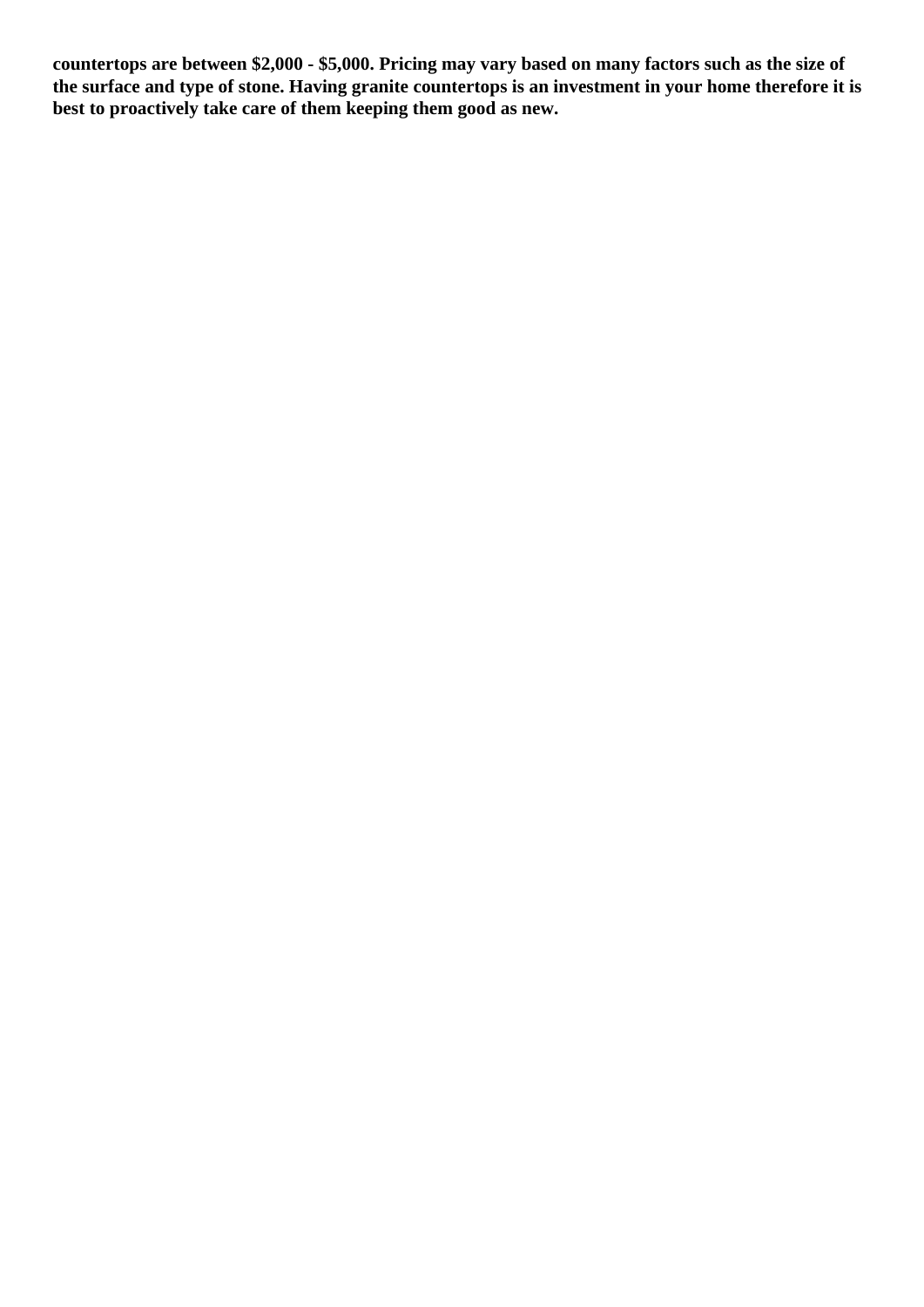**countertops are between $2,000 - $5,000. Pricing may vary based on many factors such as the size of the surface and type of stone. Having granite countertops is an investment in your home therefore it is best to proactively take care of them keeping them good as new.**